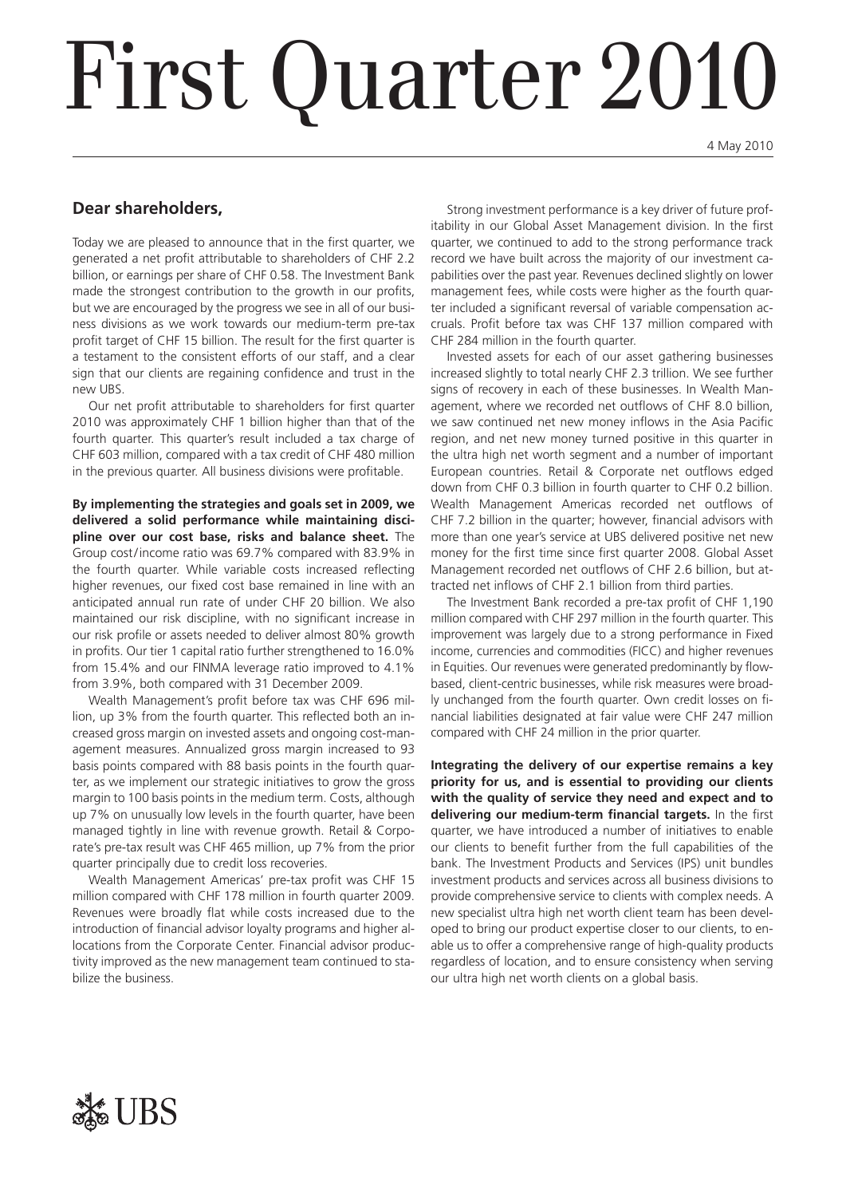# First Quarter 2010

4 May 2010

## Dear shareholders,

Today we are pleased to announce that in the first quarter, we generated a net profit attributable to shareholders of CHF 2.2 billion, or earnings per share of CHF 0.58. The Investment Bank made the strongest contribution to the growth in our profits, but we are encouraged by the progress we see in all of our business divisions as we work towards our medium-term pre-tax profit target of CHF 15 billion. The result for the first quarter is a testament to the consistent efforts of our staff, and a clear sign that our clients are regaining confidence and trust in the new UBS.

Our net profit attributable to shareholders for first quarter 2010 was approximately CHF 1 billion higher than that of the fourth quarter. This quarter's result included a tax charge of CHF 603 million, compared with a tax credit of CHF 480 million in the previous quarter. All business divisions were profitable.

**By implementing the strategies and goals set in 2009, we delivered a solid performance while maintaining discipline over our cost base, risks and balance sheet.** The Group cost/income ratio was 69.7% compared with 83.9% in the fourth quarter. While variable costs increased reflecting higher revenues, our fixed cost base remained in line with an anticipated annual run rate of under CHF 20 billion. We also maintained our risk discipline, with no significant increase in our risk profile or assets needed to deliver almost 80% growth in profits. Our tier 1 capital ratio further strengthened to 16.0% from 15.4% and our FINMA leverage ratio improved to 4.1% from 3.9%, both compared with 31 December 2009.

Wealth Management's profit before tax was CHF 696 million, up 3% from the fourth quarter. This reflected both an increased gross margin on invested assets and ongoing cost-management measures. Annualized gross margin increased to 93 basis points compared with 88 basis points in the fourth quarter, as we implement our strategic initiatives to grow the gross margin to 100 basis points in the medium term. Costs, although up 7% on unusually low levels in the fourth quarter, have been managed tightly in line with revenue growth. Retail & Corporate's pre-tax result was CHF 465 million, up 7% from the prior quarter principally due to credit loss recoveries.

Wealth Management Americas' pre-tax profit was CHF 15 million compared with CHF 178 million in fourth quarter 2009. Revenues were broadly flat while costs increased due to the introduction of financial advisor loyalty programs and higher allocations from the Corporate Center. Financial advisor productivity improved as the new management team continued to stabilize the business.

Strong investment performance is a key driver of future profitability in our Global Asset Management division. In the first quarter, we continued to add to the strong performance track record we have built across the majority of our investment capabilities over the past year. Revenues declined slightly on lower management fees, while costs were higher as the fourth quarter included a significant reversal of variable compensation accruals. Profit before tax was CHF 137 million compared with CHF 284 million in the fourth quarter.

Invested assets for each of our asset gathering businesses increased slightly to total nearly CHF 2.3 trillion. We see further signs of recovery in each of these businesses. In Wealth Management, where we recorded net outflows of CHF 8.0 billion, we saw continued net money inflows in the Asia Pacific region, and net new money turned positive in this quarter in the ultra high net worth segment and a number of important European countries. Retail & Corporate net outflows edged down from CHF 0.3 billion in fourth quarter to CHF 0.2 billion. Wealth Management Americas recorded net outflows of CHF 7.2 billion in the quarter; however, financial advisors with more than one year's service at UBS delivered positive net new money for the first time since first quarter 2008. Global Asset Management recorded net outflows of CHF 2.6 billion, but attracted net inflows of CHF 2.1 billion from third parties.

The Investment Bank recorded a pre-tax profit of CHF 1,190 million compared with CHF 297 million in the fourth quarter. This improvement was largely due to a strong performance in Fixed income, currencies and commodities (FICC) and higher revenues in Equities. Our revenues were generated predominantly by flow-based, client-centric businesses, while risk measures were broadly unchanged from the fourth quarter. Own credit losses on financial liabilities designated at fair value were CHF 247 million compared with CHF 24 million in the prior quarter.

**Integrating the delivery of our expertise remains a key priority for us, and is essential to providing our clients with the quality of service they need and expect and to delivering our medium-term financial targets.** In the first quarter, we have introduced a number of initiatives to enable our clients to benefit further from the full capabilities of the bank. The Investment Products and Services (IPS) unit bundles investment products and services across all business divisions to provide comprehensive service to clients with complex needs. A new specialist ultra high net worth client team has been developed to bring our product expertise closer to our clients, to enable us to offer a comprehensive range of high-quality products regardless of location, and to ensure consistency when serving our ultra high net worth clients on a global basis.

UBS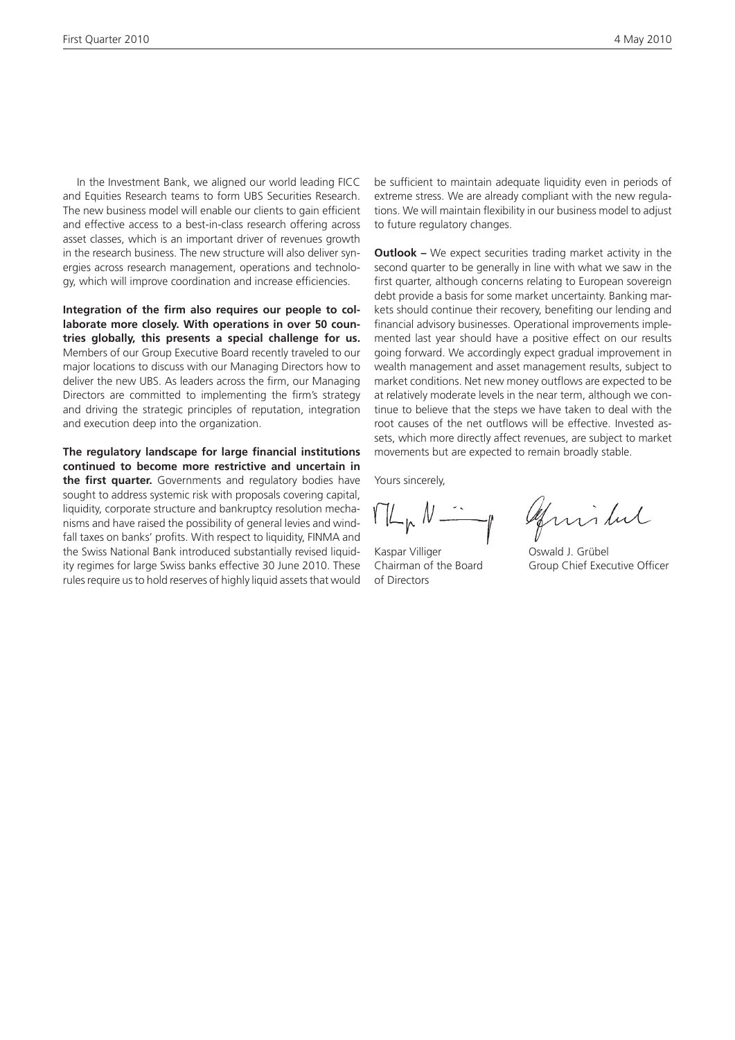In the Investment Bank, we aligned our world leading FICC and Equities Research teams to form UBS Securities Research. The new business model will enable our clients to gain efficient and effective access to a best-in-class research offering across asset classes, which is an important driver of revenues growth in the research business. The new structure will also deliver synergies across research management, operations and technology, which will improve coordination and increase efficiencies.

**Integration of the firm also requires our people to collaborate more closely. With operations in over 50 countries globally, this presents a special challenge for us.** Members of our Group Executive Board recently traveled to our major locations to discuss with our Managing Directors how to deliver the new UBS. As leaders across the firm, our Managing Directors are committed to implementing the firm's strategy and driving the strategic principles of reputation, integration and execution deep into the organization.

**The regulatory landscape for large financial institutions continued to become more restrictive and uncertain in the first quarter.** Governments and regulatory bodies have sought to address systemic risk with proposals covering capital, liquidity, corporate structure and bankruptcy resolution mechanisms and have raised the possibility of general levies and windfall taxes on banks' profits. With respect to liquidity, FINMA and the Swiss National Bank introduced substantially revised liquidity regimes for large Swiss banks effective 30 June 2010. These rules require us to hold reserves of highly liquid assets that would be sufficient to maintain adequate liquidity even in periods of extreme stress. We are already compliant with the new regulations. We will maintain flexibility in our business model to adjust to future regulatory changes.

**Outlook –** We expect securities trading market activity in the second quarter to be generally in line with what we saw in the first quarter, although concerns relating to European sovereign debt provide a basis for some market uncertainty. Banking markets should continue their recovery, benefiting our lending and financial advisory businesses. Operational improvements implemented last year should have a positive effect on our results going forward. We accordingly expect gradual improvement in wealth management and asset management results, subject to market conditions. Net new money outflows are expected to be at relatively moderate levels in the near term, although we continue to believe that the steps we have taken to deal with the root causes of the net outflows will be effective. Invested assets, which more directly affect revenues, are subject to market movements but are expected to remain broadly stable.

Yours sincerely,

Kaspar Villiger
Chairman of the Board of Directors

Oswald J. Grübel
Group Chief Executive Officer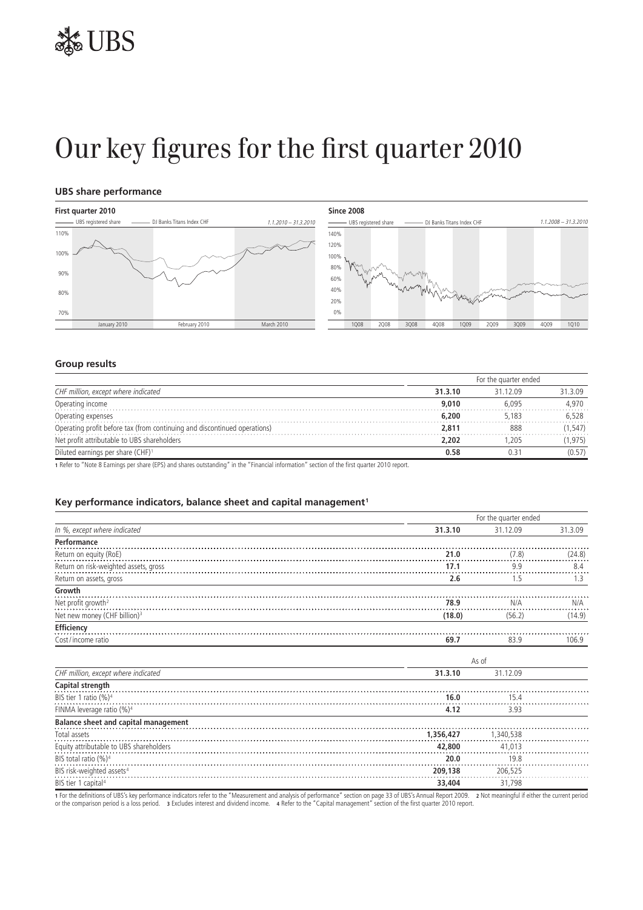# Our key figures for the first quarter 2010

## UBS share performance

**First quarter 2010**

UBS registered share — DJ Banks Titans Index CHF — *1.1.2010 – 31.3.2010*

**Since 2008**

UBS registered share — DJ Banks Titans Index CHF — *1.1.2008 – 31.3.2010*

## Group results

| | For the quarter ended | | |
|---|---|---|---|
| *CHF million, except where indicated* | **31.3.10** | 31.12.09 | 31.3.09 |
| Operating income | **9,010** | 6,095 | 4,970 |
| Operating expenses | **6,200** | 5,183 | 6,528 |
| Operating profit before tax (from continuing and discontinued operations) | **2,811** | 888 | (1,547) |
| Net profit attributable to UBS shareholders | **2,202** | 1,205 | (1,975) |
| Diluted earnings per share (CHF)[1] | **0.58** | 0.31 | (0.57) |

1 Refer to "Note 8 Earnings per share (EPS) and shares outstanding" in the "Financial information" section of the first quarter 2010 report.

## Key performance indicators, balance sheet and capital management[1]

| | For the quarter ended | | |
|---|---|---|---|
| *In %, except where indicated* | **31.3.10** | 31.12.09 | 31.3.09 |
| **Performance** | | | |
| Return on equity (RoE) | **21.0** | (7.8) | (24.8) |
| Return on risk-weighted assets, gross | **17.1** | 9.9 | 8.4 |
| Return on assets, gross | **2.6** | 1.5 | 1.3 |
| **Growth** | | | |
| Net profit growth[2] | **78.9** | N/A | N/A |
| Net new money (CHF billion)[3] | **(18.0)** | (56.2) | (14.9) |
| **Efficiency** | | | |
| Cost / income ratio | **69.7** | 83.9 | 106.9 |

| | As of | |
|---|---|---|
| *CHF million, except where indicated* | **31.3.10** | 31.12.09 |
| **Capital strength** | | |
| BIS tier 1 ratio (%)[4] | **16.0** | 15.4 |
| FINMA leverage ratio (%)[4] | **4.12** | 3.93 |
| **Balance sheet and capital management** | | |
| Total assets | **1,356,427** | 1,340,538 |
| Equity attributable to UBS shareholders | **42,800** | 41,013 |
| BIS total ratio (%)[4] | **20.0** | 19.8 |
| BIS risk-weighted assets[4] | **209,138** | 206,525 |
| BIS tier 1 capital[4] | **33,404** | 31,798 |

1 For the definitions of UBS's key performance indicators refer to the "Measurement and analysis of performance" section on page 33 of UBS's Annual Report 2009. 2 Not meaningful if either the current period or the comparison period is a loss period. 3 Excludes interest and dividend income. 4 Refer to the "Capital management" section of the first quarter 2010 report.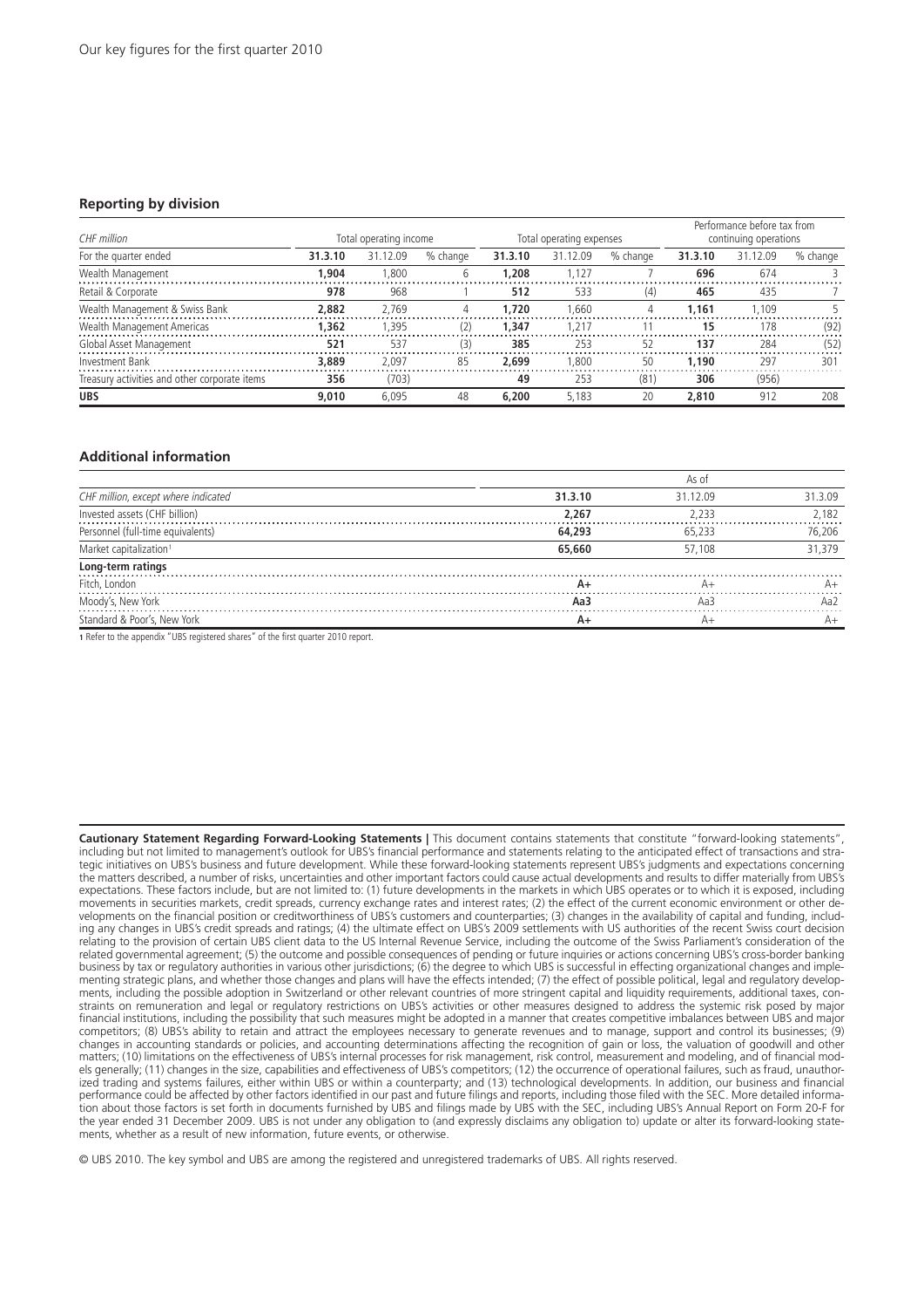Our key figures for the first quarter 2010

## Reporting by division

| *CHF million* | Total operating income | | | Total operating expenses | | | Performance before tax from continuing operations | | |
|---|---|---|---|---|---|---|---|---|---|
| For the quarter ended | **31.3.10** | 31.12.09 | % change | **31.3.10** | 31.12.09 | % change | **31.3.10** | 31.12.09 | % change |
| Wealth Management | **1,904** | 1,800 | 6 | **1,208** | 1,127 | 7 | **696** | 674 | 3 |
| Retail & Corporate | **978** | 968 | 1 | **512** | 533 | (4) | **465** | 435 | 7 |
| Wealth Management & Swiss Bank | **2,882** | 2,769 | 4 | **1,720** | 1,660 | 4 | **1,161** | 1,109 | 5 |
| Wealth Management Americas | **1,362** | 1,395 | (2) | **1,347** | 1,217 | 11 | **15** | 178 | (92) |
| Global Asset Management | **521** | 537 | (3) | **385** | 253 | 52 | **137** | 284 | (52) |
| Investment Bank | **3,889** | 2,097 | 85 | **2,699** | 1,800 | 50 | **1,190** | 297 | 301 |
| Treasury activities and other corporate items | **356** | (703) | | **49** | 253 | (81) | **306** | (956) | |
| **UBS** | **9,010** | 6,095 | 48 | **6,200** | 5,183 | 20 | **2,810** | 912 | 208 |

## Additional information

| | As of | | |
|---|---|---|---|
| *CHF million, except where indicated* | **31.3.10** | 31.12.09 | 31.3.09 |
| Invested assets (CHF billion) | **2,267** | 2,233 | 2,182 |
| Personnel (full-time equivalents) | **64,293** | 65,233 | 76,206 |
| Market capitalization[1] | **65,660** | 57,108 | 31,379 |
| **Long-term ratings** | | | |
| Fitch, London | **A+** | A+ | A+ |
| Moody's, New York | **Aa3** | Aa3 | Aa2 |
| Standard & Poor's, New York | **A+** | A+ | A+ |

1 Refer to the appendix "UBS registered shares" of the first quarter 2010 report.

**Cautionary Statement Regarding Forward-Looking Statements |** This document contains statements that constitute "forward-looking statements", including but not limited to management's outlook for UBS's financial performance and statements relating to the anticipated effect of transactions and strategic initiatives on UBS's business and future development. While these forward-looking statements represent UBS's judgments and expectations concerning the matters described, a number of risks, uncertainties and other important factors could cause actual developments and results to differ materially from UBS's expectations. These factors include, but are not limited to: (1) future developments in the markets in which UBS operates or to which it is exposed, including movements in securities markets, credit spreads, currency exchange rates and interest rates; (2) the effect of the current economic environment or other developments on the financial position or creditworthiness of UBS's customers and counterparties; (3) changes in the availability of capital and funding, including any changes in UBS's credit spreads and ratings; (4) the ultimate effect on UBS's 2009 settlements with US authorities of the recent Swiss court decision relating to the provision of certain UBS client data to the US Internal Revenue Service, including the outcome of the Swiss Parliament's consideration of the related governmental agreement; (5) the outcome and possible consequences of pending or future inquiries or actions concerning UBS's cross-border banking business by tax or regulatory authorities in various other jurisdictions; (6) the degree to which UBS is successful in effecting organizational changes and implementing strategic plans, and whether those changes and plans will have the effects intended; (7) the effect of possible political, legal and regulatory developments, including the possible adoption in Switzerland or other relevant countries of more stringent capital and liquidity requirements, additional taxes, constraints on remuneration and legal or regulatory restrictions on UBS's activities or other measures designed to address the systemic risk posed by major financial institutions, including the possibility that such measures might be adopted in a manner that creates competitive imbalances between UBS and major competitors; (8) UBS's ability to retain and attract the employees necessary to generate revenues and to manage, support and control its businesses; (9) changes in accounting standards or policies, and accounting determinations affecting the recognition of gain or loss, the valuation of goodwill and other matters; (10) limitations on the effectiveness of UBS's internal processes for risk management, risk control, measurement and modeling, and of financial models generally; (11) changes in the size, capabilities and effectiveness of UBS's competitors; (12) the occurrence of operational failures, such as fraud, unauthorized trading and systems failures, either within UBS or within a counterparty; and (13) technological developments. In addition, our business and financial performance could be affected by other factors identified in our past and future filings and reports, including those filed with the SEC. More detailed information about those factors is set forth in documents furnished by UBS and filings made by UBS with the SEC, including UBS's Annual Report on Form 20-F for the year ended 31 December 2009. UBS is not under any obligation to (and expressly disclaims any obligation to) update or alter its forward-looking statements, whether as a result of new information, future events, or otherwise.

© UBS 2010. The key symbol and UBS are among the registered and unregistered trademarks of UBS. All rights reserved.